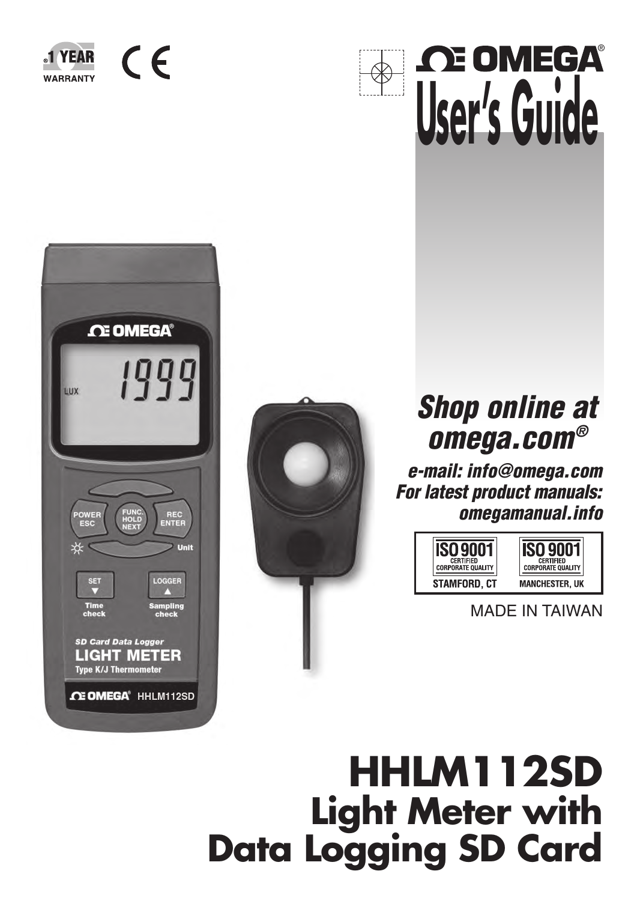1 YEAR WARRANTY

# OMEGA® User's Guide

*Shop online at omega.com®*

*e-mail: info@omega.com*
*For latest product manuals: omegamanual.info*

ISO 9001 CERTIFIED CORPORATE QUALITY STAMFORD, CT

ISO 9001 CERTIFIED CORPORATE QUALITY MANCHESTER, UK

MADE IN TAIWAN

# HHLM112SD
## Light Meter with Data Logging SD Card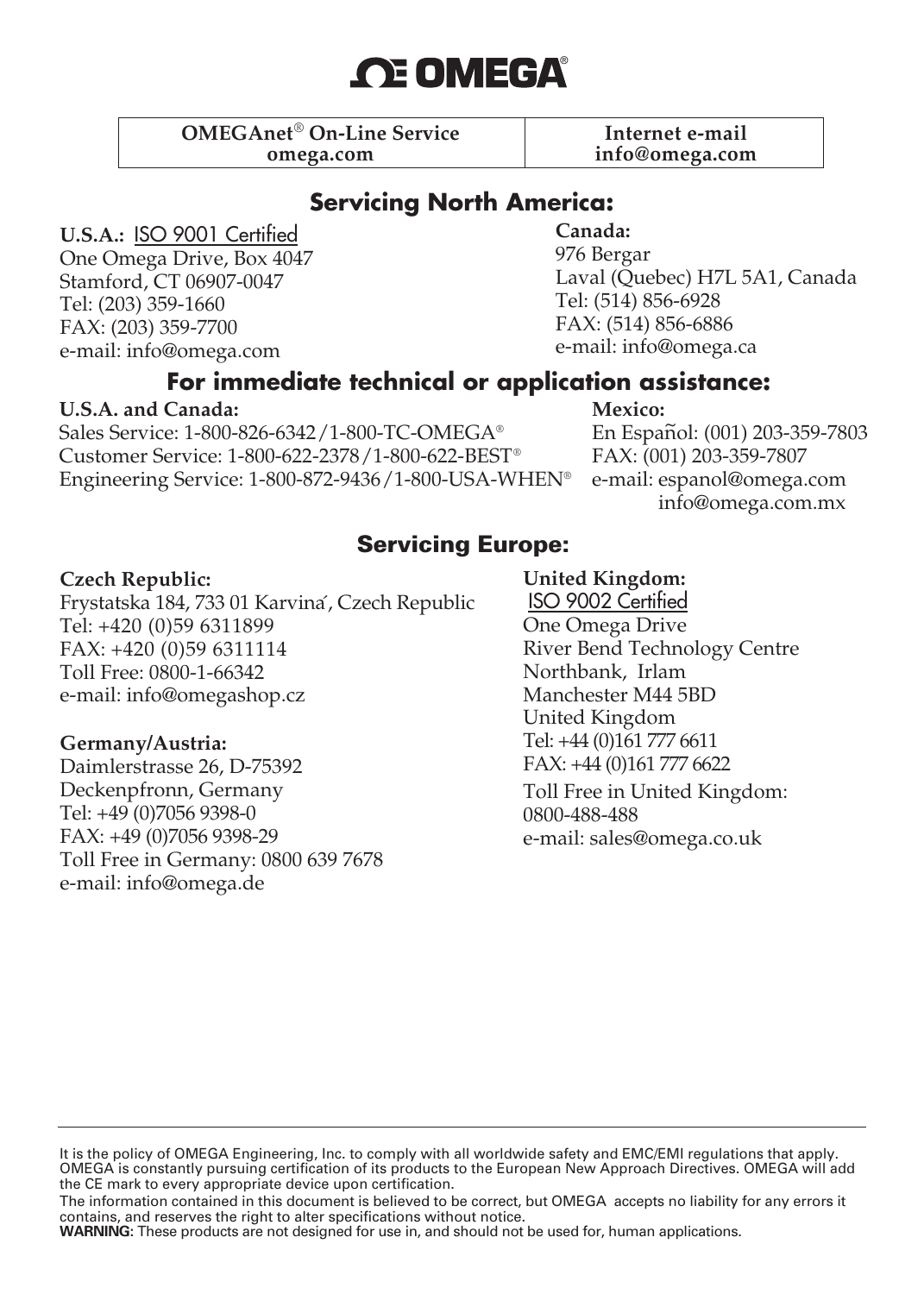# OMEGA®

| OMEGAnet® On-Line Service omega.com | Internet e-mail info@omega.com |
|---|---|

## Servicing North America:

**U.S.A.:** ISO 9001 Certified
One Omega Drive, Box 4047
Stamford, CT 06907-0047
Tel: (203) 359-1660
FAX: (203) 359-7700
e-mail: info@omega.com

**Canada:**
976 Bergar
Laval (Quebec) H7L 5A1, Canada
Tel: (514) 856-6928
FAX: (514) 856-6886
e-mail: info@omega.ca

## For immediate technical or application assistance:

**U.S.A. and Canada:**
Sales Service: 1-800-826-6342 / 1-800-TC-OMEGA®
Customer Service: 1-800-622-2378 / 1-800-622-BEST®
Engineering Service: 1-800-872-9436 / 1-800-USA-WHEN®

**Mexico:**
En Español: (001) 203-359-7803
FAX: (001) 203-359-7807
e-mail: espanol@omega.com
info@omega.com.mx

## Servicing Europe:

**Czech Republic:**
Frystatska 184, 733 01 Karviná, Czech Republic
Tel: +420 (0)59 6311899
FAX: +420 (0)59 6311114
Toll Free: 0800-1-66342
e-mail: info@omegashop.cz

**Germany/Austria:**
Daimlerstrasse 26, D-75392
Deckenpfronn, Germany
Tel: +49 (0)7056 9398-0
FAX: +49 (0)7056 9398-29
Toll Free in Germany: 0800 639 7678
e-mail: info@omega.de

**United Kingdom:**
ISO 9002 Certified
One Omega Drive
River Bend Technology Centre
Northbank, Irlam
Manchester M44 5BD
United Kingdom
Tel: +44 (0)161 777 6611
FAX: +44 (0)161 777 6622
Toll Free in United Kingdom:
0800-488-488
e-mail: sales@omega.co.uk

---

It is the policy of OMEGA Engineering, Inc. to comply with all worldwide safety and EMC/EMI regulations that apply. OMEGA is constantly pursuing certification of its products to the European New Approach Directives. OMEGA will add the CE mark to every appropriate device upon certification.

The information contained in this document is believed to be correct, but OMEGA accepts no liability for any errors it contains, and reserves the right to alter specifications without notice.

**WARNING:** These products are not designed for use in, and should not be used for, human applications.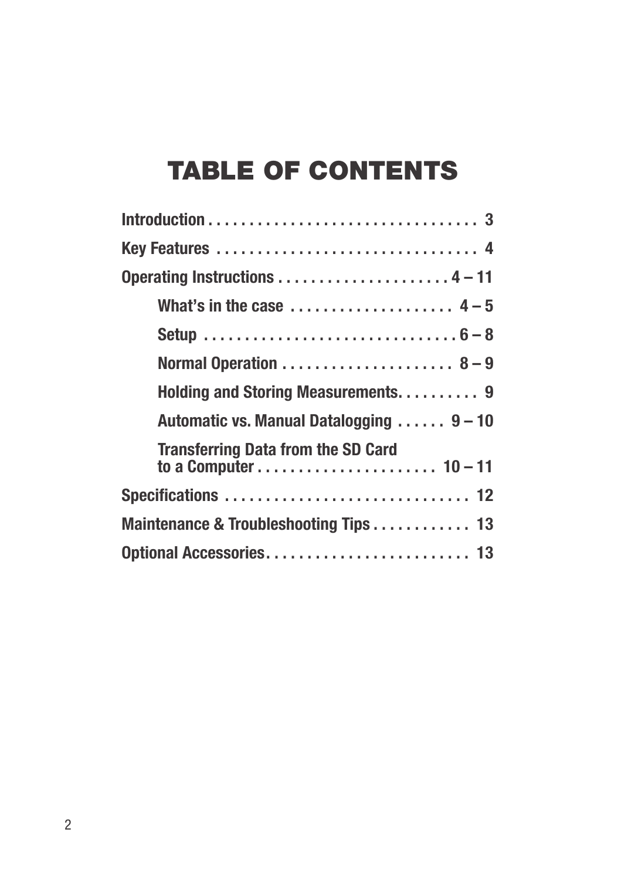# TABLE OF CONTENTS

**Introduction . . . . . . . . . . . . . . . . . . . . . . . . . . . . . . . . . 3**

**Key Features . . . . . . . . . . . . . . . . . . . . . . . . . . . . . . . . 4**

**Operating Instructions . . . . . . . . . . . . . . . . . . . . . 4 – 11**

- **What's in the case . . . . . . . . . . . . . . . . . . . 4 – 5**
- **Setup . . . . . . . . . . . . . . . . . . . . . . . . . . . . . . 6 – 8**
- **Normal Operation . . . . . . . . . . . . . . . . . . . . 8 – 9**
- **Holding and Storing Measurements. . . . . . . . . . 9**
- **Automatic vs. Manual Datalogging . . . . . . 9 – 10**
- **Transferring Data from the SD Card to a Computer . . . . . . . . . . . . . . . . . . . . . 10 – 11**

**Specifications . . . . . . . . . . . . . . . . . . . . . . . . . . . . . 12**

**Maintenance & Troubleshooting Tips . . . . . . . . . . . . 13**

**Optional Accessories. . . . . . . . . . . . . . . . . . . . . . . . . 13**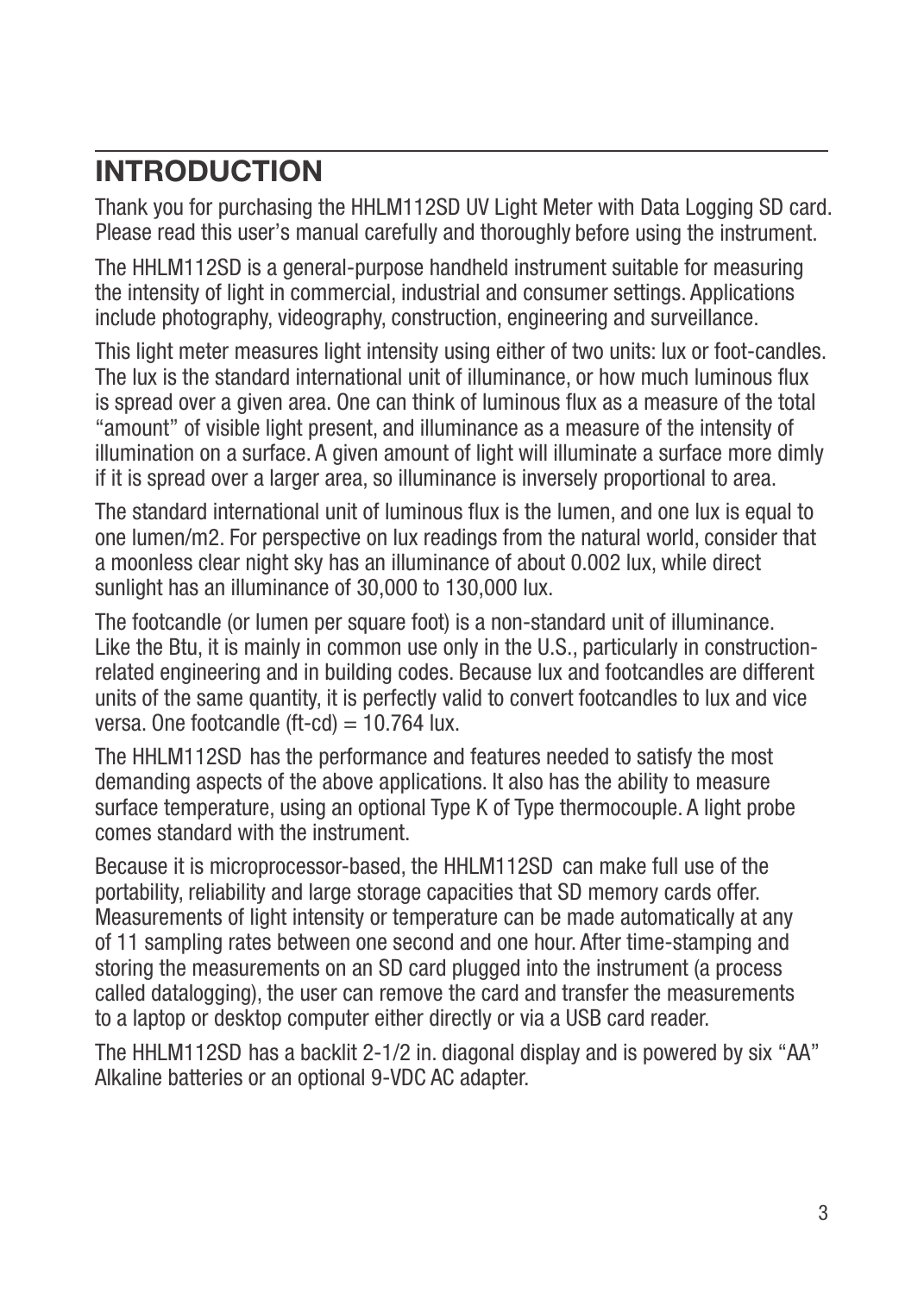## INTRODUCTION

Thank you for purchasing the HHLM112SD UV Light Meter with Data Logging SD card. Please read this user's manual carefully and thoroughly before using the instrument.

The HHLM112SD is a general-purpose handheld instrument suitable for measuring the intensity of light in commercial, industrial and consumer settings. Applications include photography, videography, construction, engineering and surveillance.

This light meter measures light intensity using either of two units: lux or foot-candles. The lux is the standard international unit of illuminance, or how much luminous flux is spread over a given area. One can think of luminous flux as a measure of the total "amount" of visible light present, and illuminance as a measure of the intensity of illumination on a surface. A given amount of light will illuminate a surface more dimly if it is spread over a larger area, so illuminance is inversely proportional to area.

The standard international unit of luminous flux is the lumen, and one lux is equal to one lumen/m2. For perspective on lux readings from the natural world, consider that a moonless clear night sky has an illuminance of about 0.002 lux, while direct sunlight has an illuminance of 30,000 to 130,000 lux.

The footcandle (or lumen per square foot) is a non-standard unit of illuminance. Like the Btu, it is mainly in common use only in the U.S., particularly in construction-related engineering and in building codes. Because lux and footcandles are different units of the same quantity, it is perfectly valid to convert footcandles to lux and vice versa. One footcandle (ft-cd) = 10.764 lux.

The HHLM112SD has the performance and features needed to satisfy the most demanding aspects of the above applications. It also has the ability to measure surface temperature, using an optional Type K of Type thermocouple. A light probe comes standard with the instrument.

Because it is microprocessor-based, the HHLM112SD can make full use of the portability, reliability and large storage capacities that SD memory cards offer. Measurements of light intensity or temperature can be made automatically at any of 11 sampling rates between one second and one hour. After time-stamping and storing the measurements on an SD card plugged into the instrument (a process called datalogging), the user can remove the card and transfer the measurements to a laptop or desktop computer either directly or via a USB card reader.

The HHLM112SD has a backlit 2-1/2 in. diagonal display and is powered by six "AA" Alkaline batteries or an optional 9-VDC AC adapter.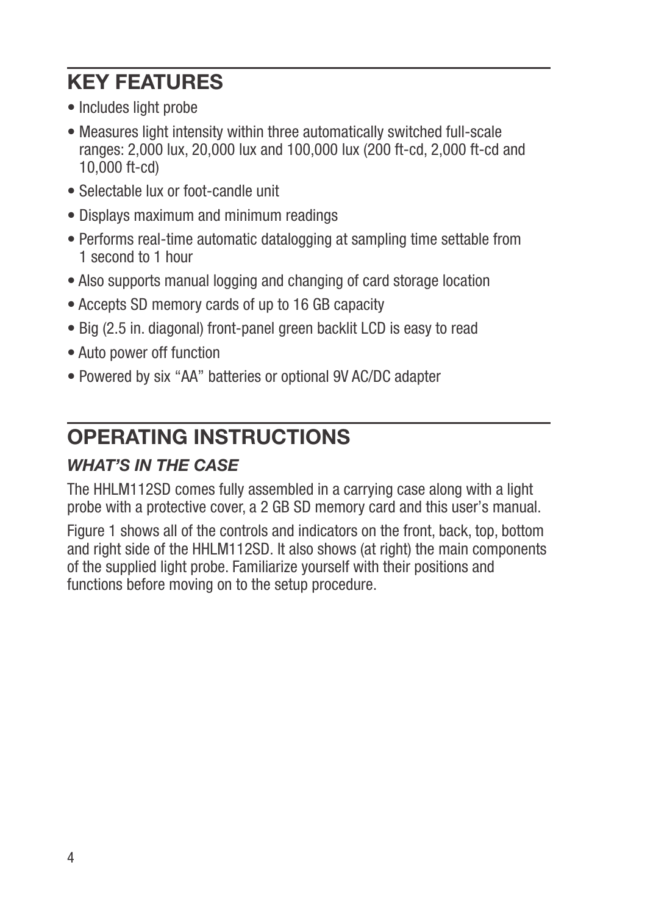## KEY FEATURES

- Includes light probe
- Measures light intensity within three automatically switched full-scale ranges: 2,000 lux, 20,000 lux and 100,000 lux (200 ft-cd, 2,000 ft-cd and 10,000 ft-cd)
- Selectable lux or foot-candle unit
- Displays maximum and minimum readings
- Performs real-time automatic datalogging at sampling time settable from 1 second to 1 hour
- Also supports manual logging and changing of card storage location
- Accepts SD memory cards of up to 16 GB capacity
- Big (2.5 in. diagonal) front-panel green backlit LCD is easy to read
- Auto power off function
- Powered by six "AA" batteries or optional 9V AC/DC adapter

## OPERATING INSTRUCTIONS

### *WHAT'S IN THE CASE*

The HHLM112SD comes fully assembled in a carrying case along with a light probe with a protective cover, a 2 GB SD memory card and this user's manual.

Figure 1 shows all of the controls and indicators on the front, back, top, bottom and right side of the HHLM112SD. It also shows (at right) the main components of the supplied light probe. Familiarize yourself with their positions and functions before moving on to the setup procedure.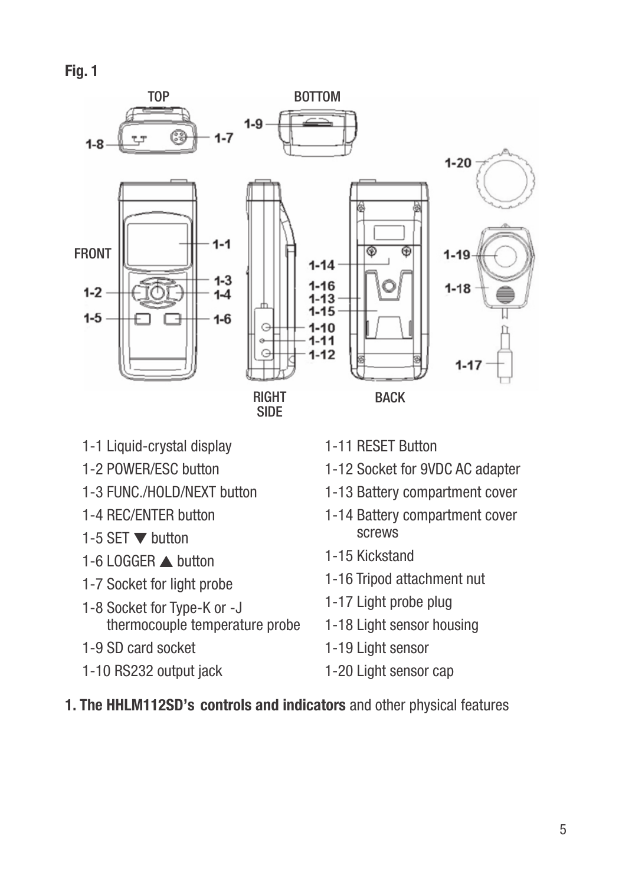**Fig. 1**

1-1 Liquid-crystal display
1-2 POWER/ESC button
1-3 FUNC./HOLD/NEXT button
1-4 REC/ENTER button
1-5 SET ▼ button
1-6 LOGGER ▲ button
1-7 Socket for light probe
1-8 Socket for Type-K or -J thermocouple temperature probe
1-9 SD card socket
1-10 RS232 output jack
1-11 RESET Button
1-12 Socket for 9VDC AC adapter
1-13 Battery compartment cover
1-14 Battery compartment cover screws
1-15 Kickstand
1-16 Tripod attachment nut
1-17 Light probe plug
1-18 Light sensor housing
1-19 Light sensor
1-20 Light sensor cap

**1. The HHLM112SD's controls and indicators** and other physical features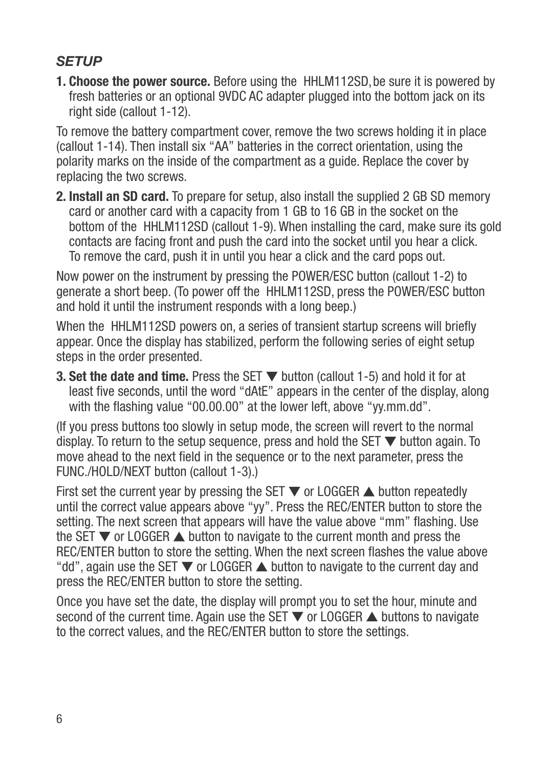## *SETUP*

1. **Choose the power source.** Before using the HHLM112SD, be sure it is powered by fresh batteries or an optional 9VDC AC adapter plugged into the bottom jack on its right side (callout 1-12).

To remove the battery compartment cover, remove the two screws holding it in place (callout 1-14). Then install six "AA" batteries in the correct orientation, using the polarity marks on the inside of the compartment as a guide. Replace the cover by replacing the two screws.

2. **Install an SD card.** To prepare for setup, also install the supplied 2 GB SD memory card or another card with a capacity from 1 GB to 16 GB in the socket on the bottom of the HHLM112SD (callout 1-9). When installing the card, make sure its gold contacts are facing front and push the card into the socket until you hear a click. To remove the card, push it in until you hear a click and the card pops out.

Now power on the instrument by pressing the POWER/ESC button (callout 1-2) to generate a short beep. (To power off the HHLM112SD, press the POWER/ESC button and hold it until the instrument responds with a long beep.)

When the HHLM112SD powers on, a series of transient startup screens will briefly appear. Once the display has stabilized, perform the following series of eight setup steps in the order presented.

3. **Set the date and time.** Press the SET ▼ button (callout 1-5) and hold it for at least five seconds, until the word "dAtE" appears in the center of the display, along with the flashing value "00.00.00" at the lower left, above "yy.mm.dd".

(If you press buttons too slowly in setup mode, the screen will revert to the normal display. To return to the setup sequence, press and hold the SET ▼ button again. To move ahead to the next field in the sequence or to the next parameter, press the FUNC./HOLD/NEXT button (callout 1-3).)

First set the current year by pressing the SET ▼ or LOGGER ▲ button repeatedly until the correct value appears above "yy". Press the REC/ENTER button to store the setting. The next screen that appears will have the value above "mm" flashing. Use the SET ▼ or LOGGER ▲ button to navigate to the current month and press the REC/ENTER button to store the setting. When the next screen flashes the value above "dd", again use the SET ▼ or LOGGER ▲ button to navigate to the current day and press the REC/ENTER button to store the setting.

Once you have set the date, the display will prompt you to set the hour, minute and second of the current time. Again use the SET ▼ or LOGGER ▲ buttons to navigate to the correct values, and the REC/ENTER button to store the settings.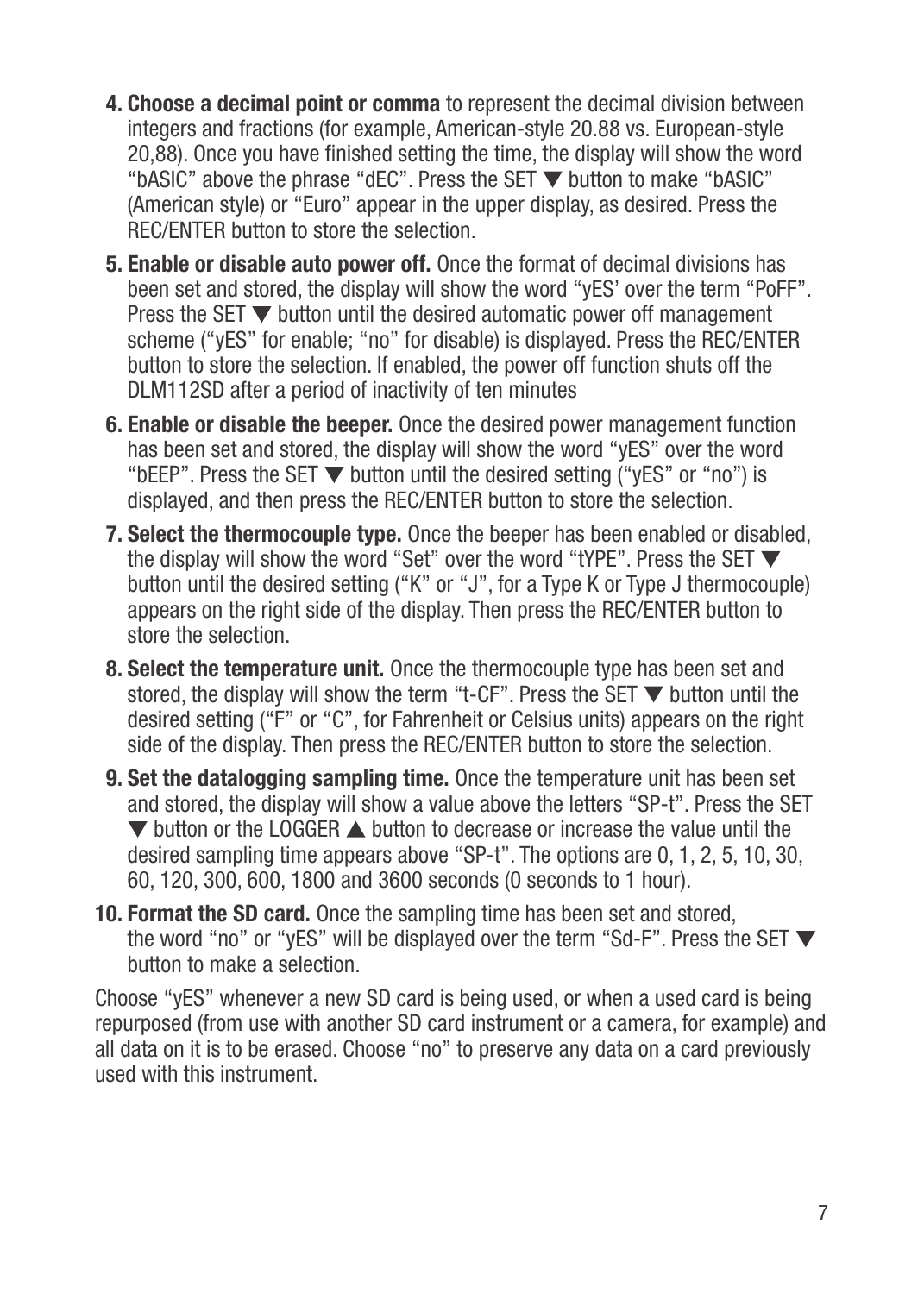4. **Choose a decimal point or comma** to represent the decimal division between integers and fractions (for example, American-style 20.88 vs. European-style 20,88). Once you have finished setting the time, the display will show the word "bASIC" above the phrase "dEC". Press the SET ▼ button to make "bASIC" (American style) or "Euro" appear in the upper display, as desired. Press the REC/ENTER button to store the selection.
5. **Enable or disable auto power off.** Once the format of decimal divisions has been set and stored, the display will show the word "yES' over the term "PoFF". Press the SET ▼ button until the desired automatic power off management scheme ("yES" for enable; "no" for disable) is displayed. Press the REC/ENTER button to store the selection. If enabled, the power off function shuts off the DLM112SD after a period of inactivity of ten minutes
6. **Enable or disable the beeper.** Once the desired power management function has been set and stored, the display will show the word "yES" over the word "bEEP". Press the SET ▼ button until the desired setting ("yES" or "no") is displayed, and then press the REC/ENTER button to store the selection.
7. **Select the thermocouple type.** Once the beeper has been enabled or disabled, the display will show the word "Set" over the word "tYPE". Press the SET ▼ button until the desired setting ("K" or "J", for a Type K or Type J thermocouple) appears on the right side of the display. Then press the REC/ENTER button to store the selection.
8. **Select the temperature unit.** Once the thermocouple type has been set and stored, the display will show the term "t-CF". Press the SET ▼ button until the desired setting ("F" or "C", for Fahrenheit or Celsius units) appears on the right side of the display. Then press the REC/ENTER button to store the selection.
9. **Set the datalogging sampling time.** Once the temperature unit has been set and stored, the display will show a value above the letters "SP-t". Press the SET ▼ button or the LOGGER ▲ button to decrease or increase the value until the desired sampling time appears above "SP-t". The options are 0, 1, 2, 5, 10, 30, 60, 120, 300, 600, 1800 and 3600 seconds (0 seconds to 1 hour).
10. **Format the SD card.** Once the sampling time has been set and stored, the word "no" or "yES" will be displayed over the term "Sd-F". Press the SET ▼ button to make a selection.

Choose "yES" whenever a new SD card is being used, or when a used card is being repurposed (from use with another SD card instrument or a camera, for example) and all data on it is to be erased. Choose "no" to preserve any data on a card previously used with this instrument.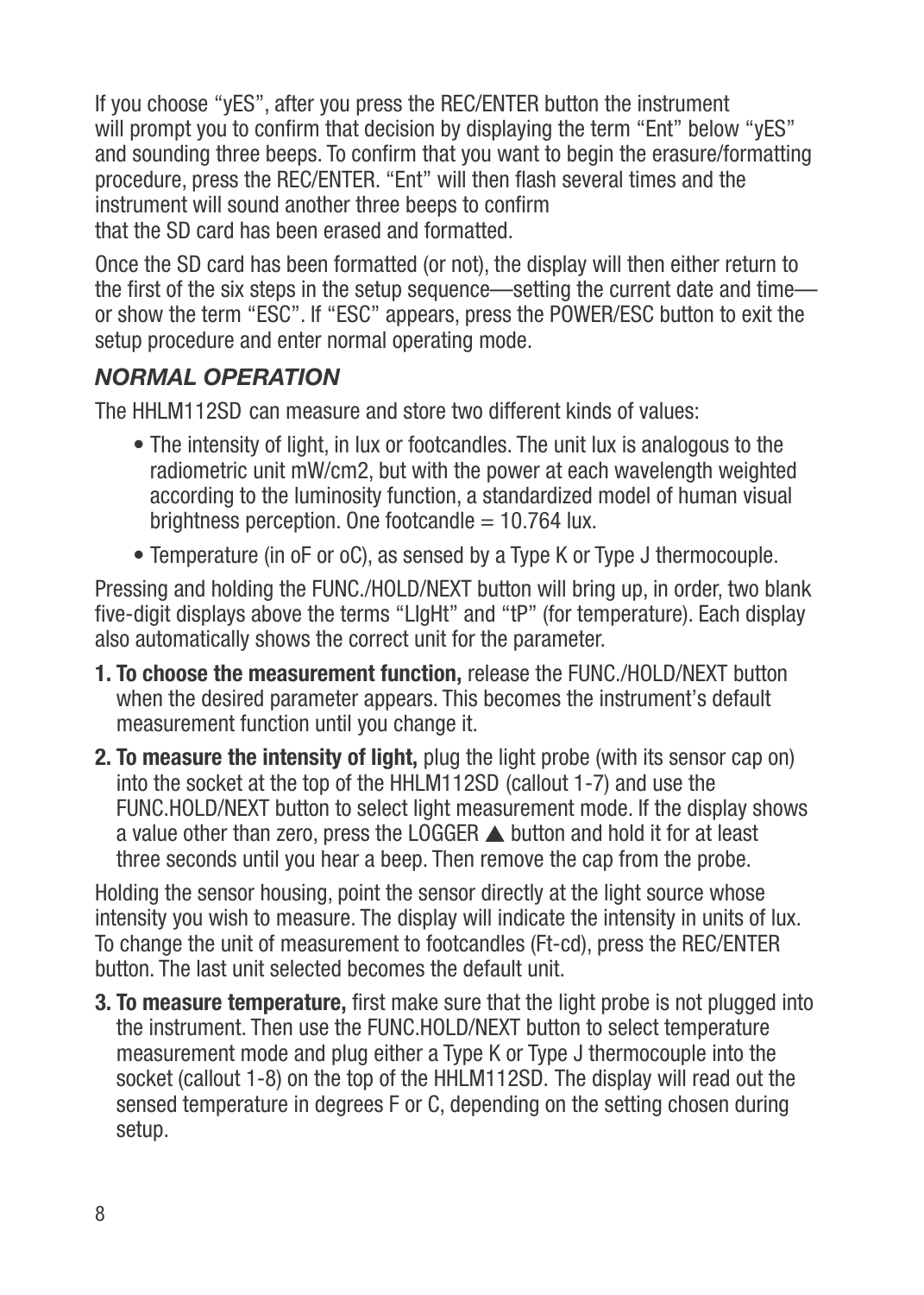If you choose "yES", after you press the REC/ENTER button the instrument will prompt you to confirm that decision by displaying the term "Ent" below "yES" and sounding three beeps. To confirm that you want to begin the erasure/formatting procedure, press the REC/ENTER. "Ent" will then flash several times and the instrument will sound another three beeps to confirm that the SD card has been erased and formatted.

Once the SD card has been formatted (or not), the display will then either return to the first of the six steps in the setup sequence—setting the current date and time—or show the term "ESC". If "ESC" appears, press the POWER/ESC button to exit the setup procedure and enter normal operating mode.

### *NORMAL OPERATION*

The HHLM112SD can measure and store two different kinds of values:

- The intensity of light, in lux or footcandles. The unit lux is analogous to the radiometric unit mW/cm2, but with the power at each wavelength weighted according to the luminosity function, a standardized model of human visual brightness perception. One footcandle = 10.764 lux.
- Temperature (in oF or oC), as sensed by a Type K or Type J thermocouple.

Pressing and holding the FUNC./HOLD/NEXT button will bring up, in order, two blank five-digit displays above the terms "LIgHt" and "tP" (for temperature). Each display also automatically shows the correct unit for the parameter.

1. **To choose the measurement function,** release the FUNC./HOLD/NEXT button when the desired parameter appears. This becomes the instrument's default measurement function until you change it.
2. **To measure the intensity of light,** plug the light probe (with its sensor cap on) into the socket at the top of the HHLM112SD (callout 1-7) and use the FUNC.HOLD/NEXT button to select light measurement mode. If the display shows a value other than zero, press the LOGGER ▲ button and hold it for at least three seconds until you hear a beep. Then remove the cap from the probe.

Holding the sensor housing, point the sensor directly at the light source whose intensity you wish to measure. The display will indicate the intensity in units of lux. To change the unit of measurement to footcandles (Ft-cd), press the REC/ENTER button. The last unit selected becomes the default unit.

3. **To measure temperature,** first make sure that the light probe is not plugged into the instrument. Then use the FUNC.HOLD/NEXT button to select temperature measurement mode and plug either a Type K or Type J thermocouple into the socket (callout 1-8) on the top of the HHLM112SD. The display will read out the sensed temperature in degrees F or C, depending on the setting chosen during setup.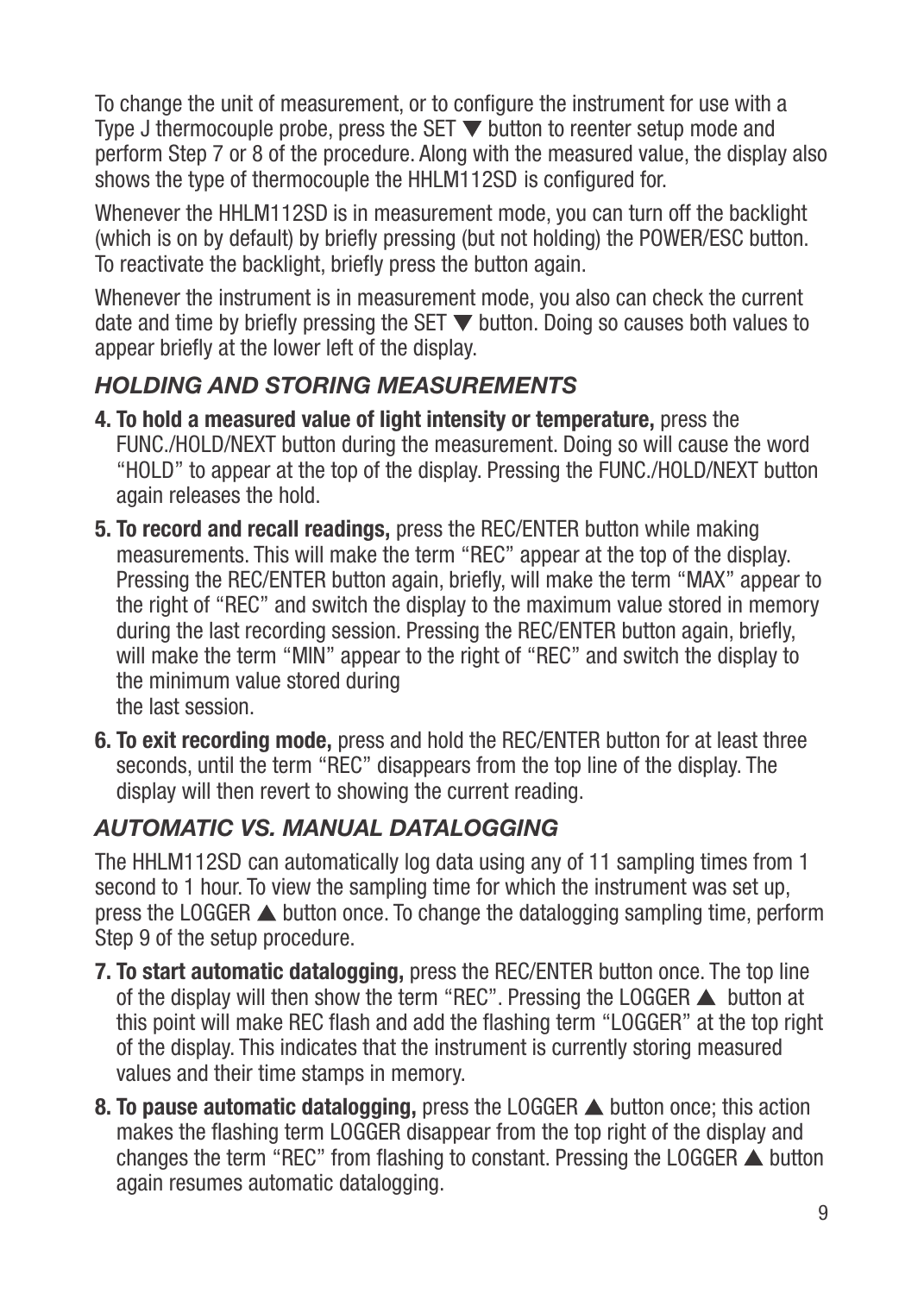To change the unit of measurement, or to configure the instrument for use with a Type J thermocouple probe, press the SET ▼ button to reenter setup mode and perform Step 7 or 8 of the procedure. Along with the measured value, the display also shows the type of thermocouple the HHLM112SD is configured for.

Whenever the HHLM112SD is in measurement mode, you can turn off the backlight (which is on by default) by briefly pressing (but not holding) the POWER/ESC button. To reactivate the backlight, briefly press the button again.

Whenever the instrument is in measurement mode, you also can check the current date and time by briefly pressing the SET ▼ button. Doing so causes both values to appear briefly at the lower left of the display.

### *HOLDING AND STORING MEASUREMENTS*

4. **To hold a measured value of light intensity or temperature,** press the FUNC./HOLD/NEXT button during the measurement. Doing so will cause the word "HOLD" to appear at the top of the display. Pressing the FUNC./HOLD/NEXT button again releases the hold.
5. **To record and recall readings,** press the REC/ENTER button while making measurements. This will make the term "REC" appear at the top of the display. Pressing the REC/ENTER button again, briefly, will make the term "MAX" appear to the right of "REC" and switch the display to the maximum value stored in memory during the last recording session. Pressing the REC/ENTER button again, briefly, will make the term "MIN" appear to the right of "REC" and switch the display to the minimum value stored during the last session.
6. **To exit recording mode,** press and hold the REC/ENTER button for at least three seconds, until the term "REC" disappears from the top line of the display. The display will then revert to showing the current reading.

### *AUTOMATIC VS. MANUAL DATALOGGING*

The HHLM112SD can automatically log data using any of 11 sampling times from 1 second to 1 hour. To view the sampling time for which the instrument was set up, press the LOGGER ▲ button once. To change the datalogging sampling time, perform Step 9 of the setup procedure.

7. **To start automatic datalogging,** press the REC/ENTER button once. The top line of the display will then show the term "REC". Pressing the LOGGER ▲ button at this point will make REC flash and add the flashing term "LOGGER" at the top right of the display. This indicates that the instrument is currently storing measured values and their time stamps in memory.
8. **To pause automatic datalogging,** press the LOGGER ▲ button once; this action makes the flashing term LOGGER disappear from the top right of the display and changes the term "REC" from flashing to constant. Pressing the LOGGER ▲ button again resumes automatic datalogging.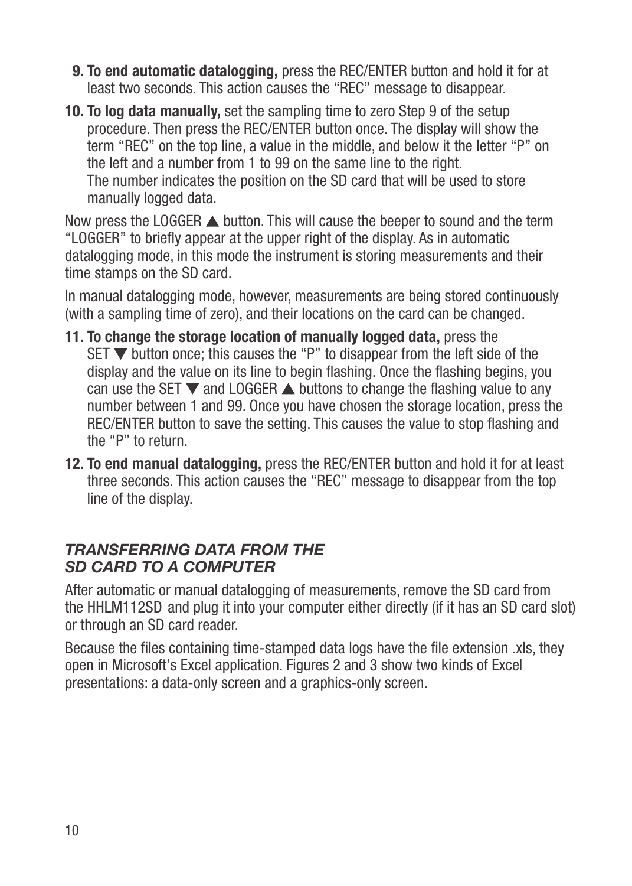9. **To end automatic datalogging,** press the REC/ENTER button and hold it for at least two seconds. This action causes the “REC” message to disappear.

10. **To log data manually,** set the sampling time to zero Step 9 of the setup procedure. Then press the REC/ENTER button once. The display will show the term “REC” on the top line, a value in the middle, and below it the letter “P” on the left and a number from 1 to 99 on the same line to the right.
    The number indicates the position on the SD card that will be used to store manually logged data.

Now press the LOGGER ▲ button. This will cause the beeper to sound and the term “LOGGER” to briefly appear at the upper right of the display. As in automatic datalogging mode, in this mode the instrument is storing measurements and their time stamps on the SD card.

In manual datalogging mode, however, measurements are being stored continuously (with a sampling time of zero), and their locations on the card can be changed.

11. **To change the storage location of manually logged data,** press the SET ▼ button once; this causes the “P” to disappear from the left side of the display and the value on its line to begin flashing. Once the flashing begins, you can use the SET ▼ and LOGGER ▲ buttons to change the flashing value to any number between 1 and 99. Once you have chosen the storage location, press the REC/ENTER button to save the setting. This causes the value to stop flashing and the “P” to return.

12. **To end manual datalogging,** press the REC/ENTER button and hold it for at least three seconds. This action causes the “REC” message to disappear from the top line of the display.

## *TRANSFERRING DATA FROM THE SD CARD TO A COMPUTER*

After automatic or manual datalogging of measurements, remove the SD card from the HHLM112SD and plug it into your computer either directly (if it has an SD card slot) or through an SD card reader.

Because the files containing time-stamped data logs have the file extension .xls, they open in Microsoft’s Excel application. Figures 2 and 3 show two kinds of Excel presentations: a data-only screen and a graphics-only screen.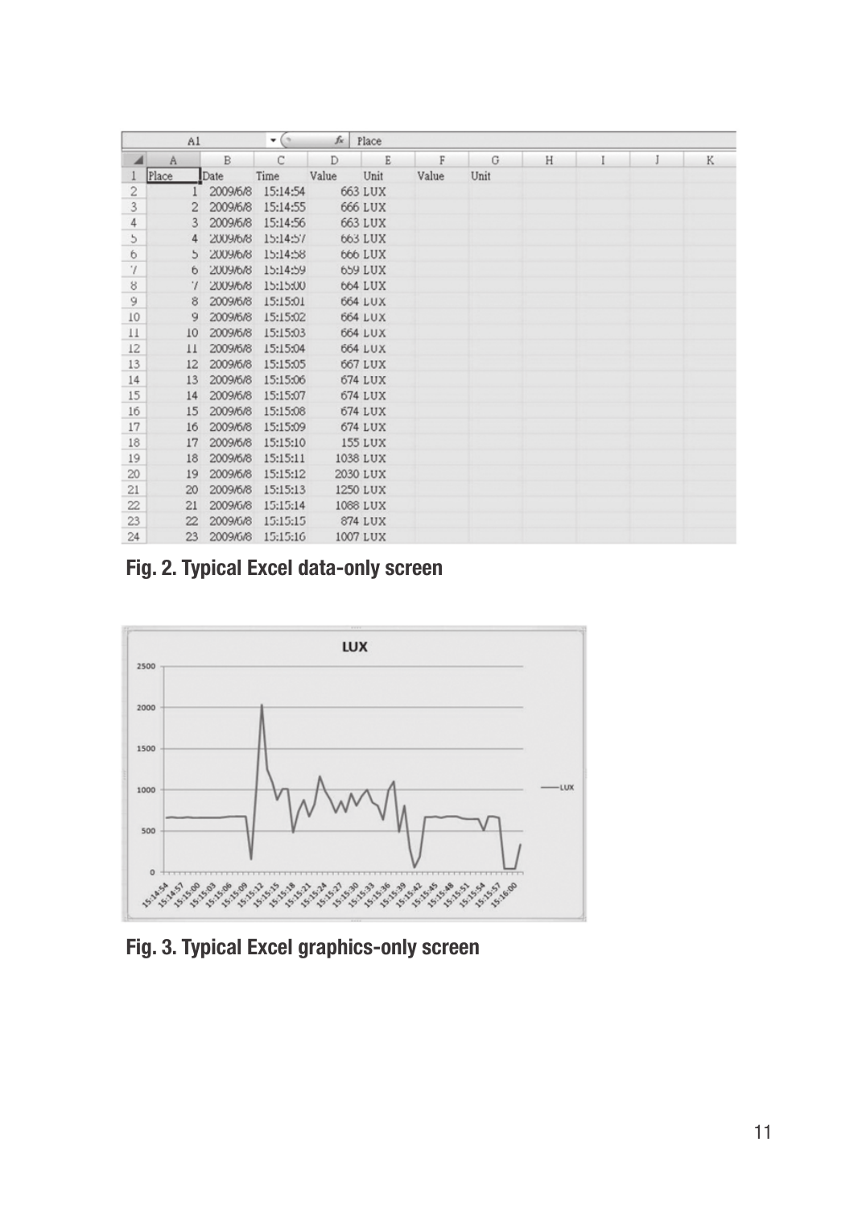| Place | Date | Time | Value | Unit | Value | Unit |
|---|---|---|---|---|---|---|
| 1 | 2009/6/8 | 15:14:54 | 663 | LUX | | |
| 2 | 2009/6/8 | 15:14:55 | 666 | LUX | | |
| 3 | 2009/6/8 | 15:14:56 | 663 | LUX | | |
| 4 | 2009/6/8 | 15:14:57 | 663 | LUX | | |
| 5 | 2009/6/8 | 15:14:58 | 666 | LUX | | |
| 6 | 2009/6/8 | 15:14:59 | 659 | LUX | | |
| 7 | 2009/6/8 | 15:15:00 | 664 | LUX | | |
| 8 | 2009/6/8 | 15:15:01 | 664 | LUX | | |
| 9 | 2009/6/8 | 15:15:02 | 664 | LUX | | |
| 10 | 2009/6/8 | 15:15:03 | 664 | LUX | | |
| 11 | 2009/6/8 | 15:15:04 | 664 | LUX | | |
| 12 | 2009/6/8 | 15:15:05 | 667 | LUX | | |
| 13 | 2009/6/8 | 15:15:06 | 674 | LUX | | |
| 14 | 2009/6/8 | 15:15:07 | 674 | LUX | | |
| 15 | 2009/6/8 | 15:15:08 | 674 | LUX | | |
| 16 | 2009/6/8 | 15:15:09 | 674 | LUX | | |
| 17 | 2009/6/8 | 15:15:10 | 155 | LUX | | |
| 18 | 2009/6/8 | 15:15:11 | 1038 | LUX | | |
| 19 | 2009/6/8 | 15:15:12 | 2030 | LUX | | |
| 20 | 2009/6/8 | 15:15:13 | 1250 | LUX | | |
| 21 | 2009/6/8 | 15:15:14 | 1088 | LUX | | |
| 22 | 2009/6/8 | 15:15:15 | 874 | LUX | | |
| 23 | 2009/6/8 | 15:15:16 | 1007 | LUX | | |

**Fig. 2. Typical Excel data-only screen**

**Fig. 3. Typical Excel graphics-only screen**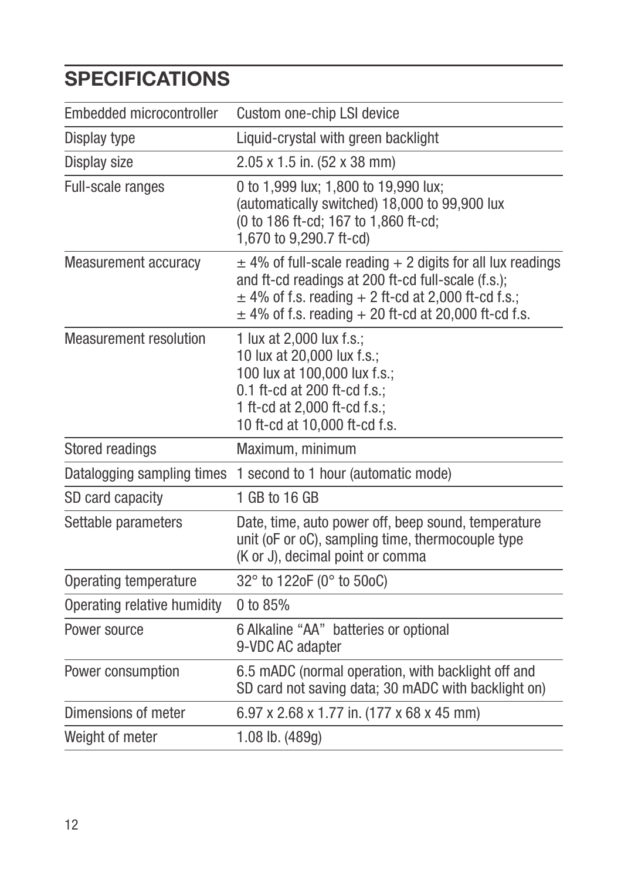## SPECIFICATIONS

| | |
|---|---|
| Embedded microcontroller | Custom one-chip LSI device |
| Display type | Liquid-crystal with green backlight |
| Display size | 2.05 x 1.5 in. (52 x 38 mm) |
| Full-scale ranges | 0 to 1,999 lux; 1,800 to 19,990 lux; (automatically switched) 18,000 to 99,900 lux (0 to 186 ft-cd; 167 to 1,860 ft-cd; 1,670 to 9,290.7 ft-cd) |
| Measurement accuracy | ± 4% of full-scale reading + 2 digits for all lux readings and ft-cd readings at 200 ft-cd full-scale (f.s.); ± 4% of f.s. reading + 2 ft-cd at 2,000 ft-cd f.s.; ± 4% of f.s. reading + 20 ft-cd at 20,000 ft-cd f.s. |
| Measurement resolution | 1 lux at 2,000 lux f.s.; 10 lux at 20,000 lux f.s.; 100 lux at 100,000 lux f.s.; 0.1 ft-cd at 200 ft-cd f.s.; 1 ft-cd at 2,000 ft-cd f.s.; 10 ft-cd at 10,000 ft-cd f.s. |
| Stored readings | Maximum, minimum |
| Datalogging sampling times | 1 second to 1 hour (automatic mode) |
| SD card capacity | 1 GB to 16 GB |
| Settable parameters | Date, time, auto power off, beep sound, temperature unit (oF or oC), sampling time, thermocouple type (K or J), decimal point or comma |
| Operating temperature | 32° to 122oF (0° to 50oC) |
| Operating relative humidity | 0 to 85% |
| Power source | 6 Alkaline "AA" batteries or optional 9-VDC AC adapter |
| Power consumption | 6.5 mADC (normal operation, with backlight off and SD card not saving data; 30 mADC with backlight on) |
| Dimensions of meter | 6.97 x 2.68 x 1.77 in. (177 x 68 x 45 mm) |
| Weight of meter | 1.08 lb. (489g) |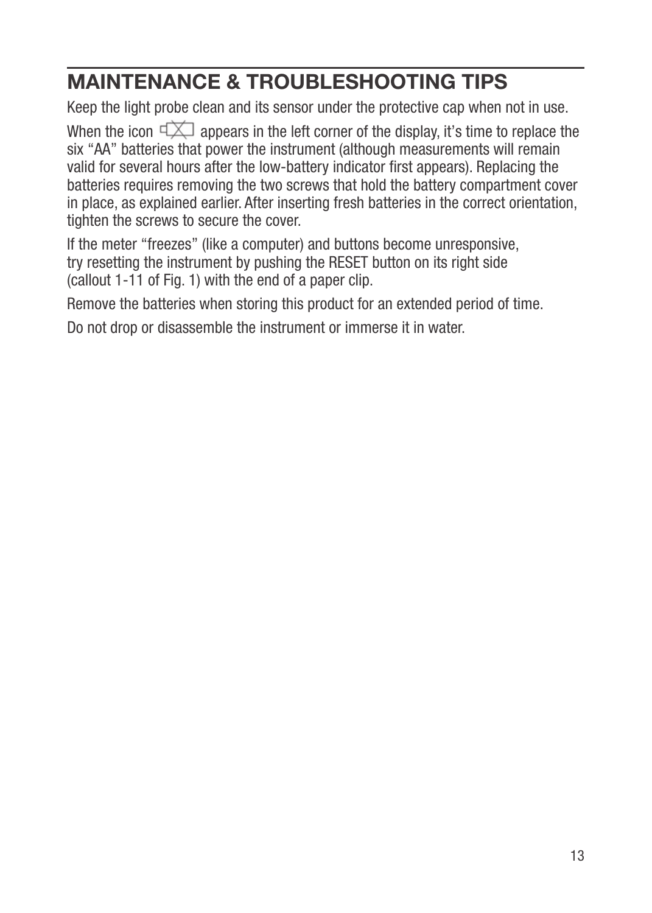## MAINTENANCE & TROUBLESHOOTING TIPS

Keep the light probe clean and its sensor under the protective cap when not in use.

When the icon appears in the left corner of the display, it's time to replace the six "AA" batteries that power the instrument (although measurements will remain valid for several hours after the low-battery indicator first appears). Replacing the batteries requires removing the two screws that hold the battery compartment cover in place, as explained earlier. After inserting fresh batteries in the correct orientation, tighten the screws to secure the cover.

If the meter "freezes" (like a computer) and buttons become unresponsive, try resetting the instrument by pushing the RESET button on its right side (callout 1-11 of Fig. 1) with the end of a paper clip.

Remove the batteries when storing this product for an extended period of time.

Do not drop or disassemble the instrument or immerse it in water.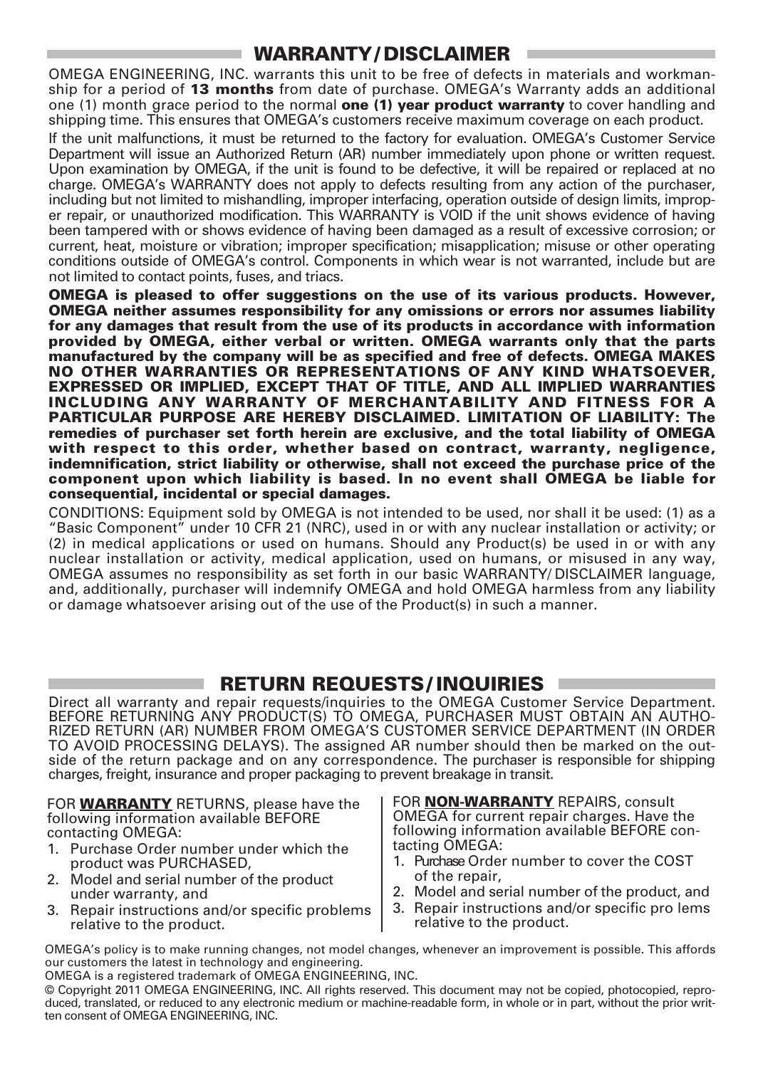## WARRANTY/DISCLAIMER

OMEGA ENGINEERING, INC. warrants this unit to be free of defects in materials and workmanship for a period of **13 months** from date of purchase. OMEGA's Warranty adds an additional one (1) month grace period to the normal **one (1) year product warranty** to cover handling and shipping time. This ensures that OMEGA's customers receive maximum coverage on each product.

If the unit malfunctions, it must be returned to the factory for evaluation. OMEGA's Customer Service Department will issue an Authorized Return (AR) number immediately upon phone or written request. Upon examination by OMEGA, if the unit is found to be defective, it will be repaired or replaced at no charge. OMEGA's WARRANTY does not apply to defects resulting from any action of the purchaser, including but not limited to mishandling, improper interfacing, operation outside of design limits, improper repair, or unauthorized modification. This WARRANTY is VOID if the unit shows evidence of having been tampered with or shows evidence of having been damaged as a result of excessive corrosion; or current, heat, moisture or vibration; improper specification; misapplication; misuse or other operating conditions outside of OMEGA's control. Components in which wear is not warranted, include but are not limited to contact points, fuses, and triacs.

**OMEGA is pleased to offer suggestions on the use of its various products. However, OMEGA neither assumes responsibility for any omissions or errors nor assumes liability for any damages that result from the use of its products in accordance with information provided by OMEGA, either verbal or written. OMEGA warrants only that the parts manufactured by the company will be as specified and free of defects. OMEGA MAKES NO OTHER WARRANTIES OR REPRESENTATIONS OF ANY KIND WHATSOEVER, EXPRESSED OR IMPLIED, EXCEPT THAT OF TITLE, AND ALL IMPLIED WARRANTIES INCLUDING ANY WARRANTY OF MERCHANTABILITY AND FITNESS FOR A PARTICULAR PURPOSE ARE HEREBY DISCLAIMED. LIMITATION OF LIABILITY: The remedies of purchaser set forth herein are exclusive, and the total liability of OMEGA with respect to this order, whether based on contract, warranty, negligence, indemnification, strict liability or otherwise, shall not exceed the purchase price of the component upon which liability is based. In no event shall OMEGA be liable for consequential, incidental or special damages.**

CONDITIONS: Equipment sold by OMEGA is not intended to be used, nor shall it be used: (1) as a "Basic Component" under 10 CFR 21 (NRC), used in or with any nuclear installation or activity; or (2) in medical applications or used on humans. Should any Product(s) be used in or with any nuclear installation or activity, medical application, used on humans, or misused in any way, OMEGA assumes no responsibility as set forth in our basic WARRANTY/DISCLAIMER language, and, additionally, purchaser will indemnify OMEGA and hold OMEGA harmless from any liability or damage whatsoever arising out of the use of the Product(s) in such a manner.

## RETURN REQUESTS/INQUIRIES

Direct all warranty and repair requests/inquiries to the OMEGA Customer Service Department. BEFORE RETURNING ANY PRODUCT(S) TO OMEGA, PURCHASER MUST OBTAIN AN AUTHORIZED RETURN (AR) NUMBER FROM OMEGA'S CUSTOMER SERVICE DEPARTMENT (IN ORDER TO AVOID PROCESSING DELAYS). The assigned AR number should then be marked on the outside of the return package and on any correspondence. The purchaser is responsible for shipping charges, freight, insurance and proper packaging to prevent breakage in transit.

FOR **WARRANTY** RETURNS, please have the following information available BEFORE contacting OMEGA:

1. Purchase Order number under which the product was PURCHASED,
2. Model and serial number of the product under warranty, and
3. Repair instructions and/or specific problems relative to the product.

FOR **NON-WARRANTY** REPAIRS, consult OMEGA for current repair charges. Have the following information available BEFORE contacting OMEGA:

1. Purchase Order number to cover the COST of the repair,
2. Model and serial number of the product, and
3. Repair instructions and/or specific pro lems relative to the product.

OMEGA's policy is to make running changes, not model changes, whenever an improvement is possible. This affords our customers the latest in technology and engineering.

OMEGA is a registered trademark of OMEGA ENGINEERING, INC.

© Copyright 2011 OMEGA ENGINEERING, INC. All rights reserved. This document may not be copied, photocopied, reproduced, translated, or reduced to any electronic medium or machine-readable form, in whole or in part, without the prior written consent of OMEGA ENGINEERING, INC.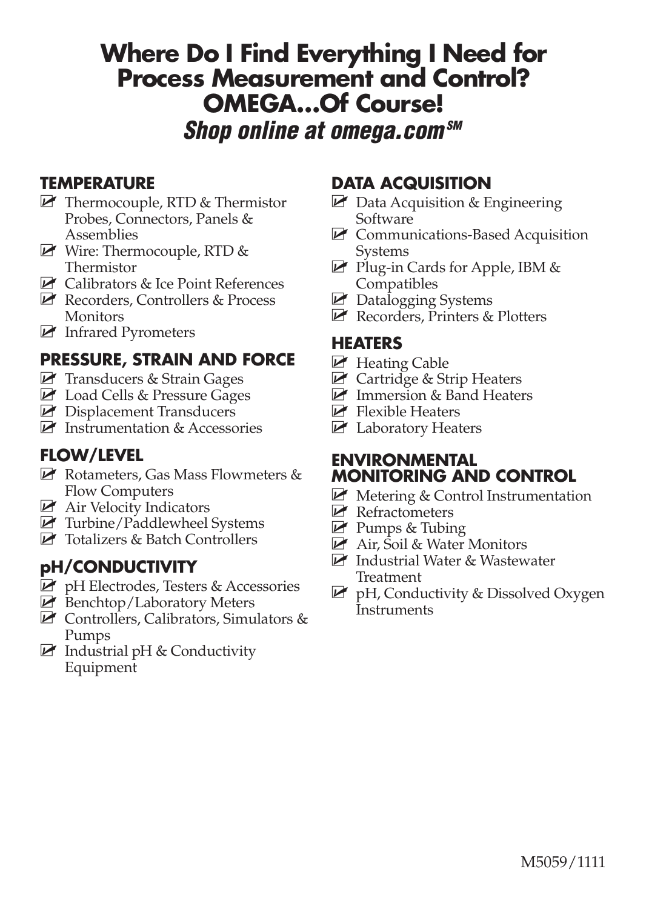# Where Do I Find Everything I Need for Process Measurement and Control? OMEGA…Of Course!

***Shop online at omega.com℠***

## TEMPERATURE

- Thermocouple, RTD & Thermistor Probes, Connectors, Panels & Assemblies
- Wire: Thermocouple, RTD & Thermistor
- Calibrators & Ice Point References
- Recorders, Controllers & Process Monitors
- Infrared Pyrometers

## PRESSURE, STRAIN AND FORCE

- Transducers & Strain Gages
- Load Cells & Pressure Gages
- Displacement Transducers
- Instrumentation & Accessories

## FLOW/LEVEL

- Rotameters, Gas Mass Flowmeters & Flow Computers
- Air Velocity Indicators
- Turbine/Paddlewheel Systems
- Totalizers & Batch Controllers

## pH/CONDUCTIVITY

- pH Electrodes, Testers & Accessories
- Benchtop/Laboratory Meters
- Controllers, Calibrators, Simulators & Pumps
- Industrial pH & Conductivity Equipment

## DATA ACQUISITION

- Data Acquisition & Engineering Software
- Communications-Based Acquisition Systems
- Plug-in Cards for Apple, IBM & Compatibles
- Datalogging Systems
- Recorders, Printers & Plotters

## HEATERS

- Heating Cable
- Cartridge & Strip Heaters
- Immersion & Band Heaters
- Flexible Heaters
- Laboratory Heaters

## ENVIRONMENTAL MONITORING AND CONTROL

- Metering & Control Instrumentation
- Refractometers
- Pumps & Tubing
- Air, Soil & Water Monitors
- Industrial Water & Wastewater Treatment
- pH, Conductivity & Dissolved Oxygen Instruments

M5059/1111